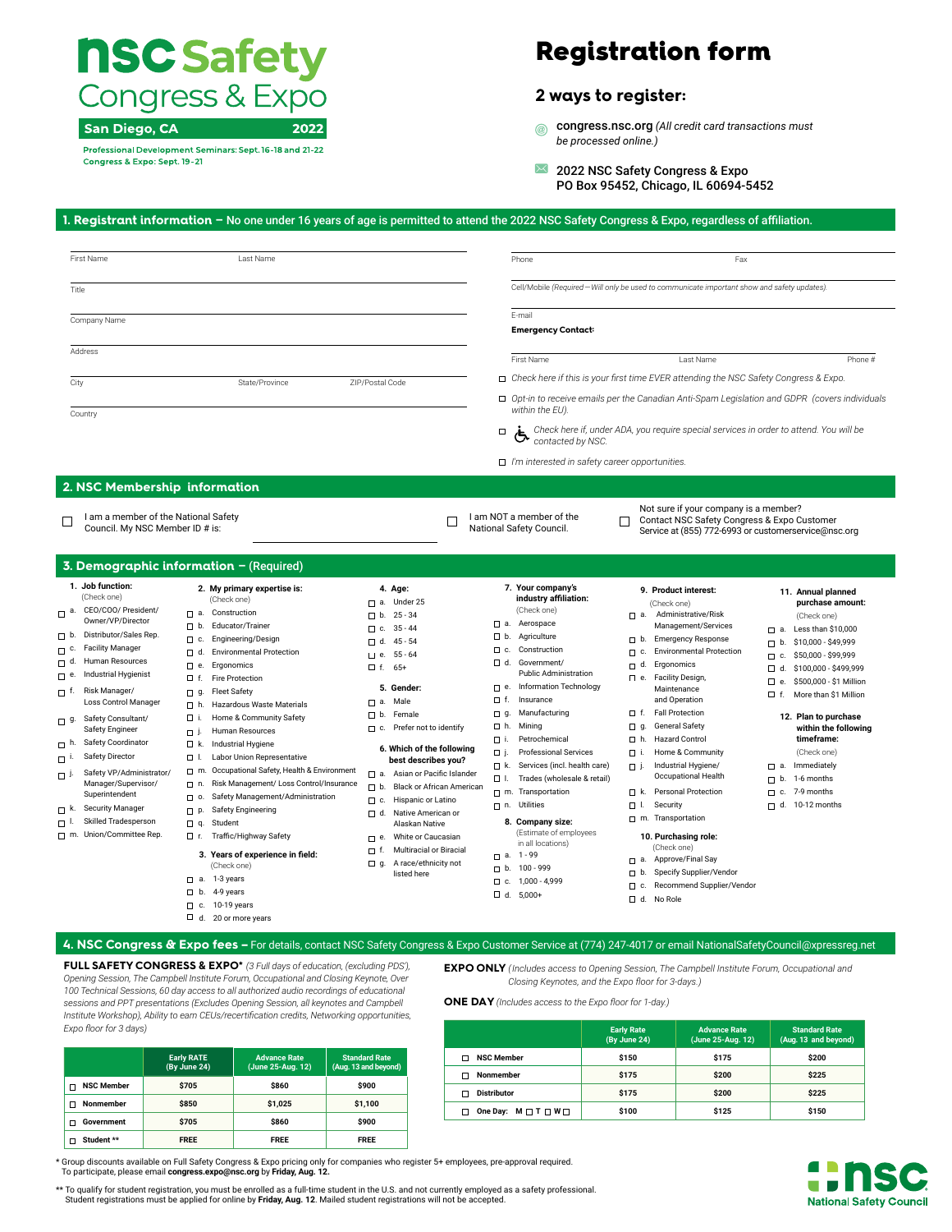# NSC Safety Congress & Expo

**San Diego, CA 2022**

Professional Development Seminars: Sept. 16-18 and 21-22
Congress & Expo: Sept. 19-21

# Registration form

## 2 ways to register:

- **congress.nsc.org** *(All credit card transactions must be processed online.)*
- 2022 NSC Safety Congress & Expo
  PO Box 95452, Chicago, IL 60694-5452

## 1. Registrant information – No one under 16 years of age is permitted to attend the 2022 NSC Safety Congress & Expo, regardless of affiliation.

First Name ______ Last Name ______

Title ______

Company Name ______

Address ______

City ______ State/Province ______ ZIP/Postal Code ______

Country ______

Phone ______ Fax ______

Cell/Mobile *(Required—Will only be used to communicate important show and safety updates).* ______

E-mail ______

**Emergency Contact:**

First Name ______ Last Name ______ Phone # ______

- ☐ *Check here if this is your first time EVER attending the NSC Safety Congress & Expo.*
- ☐ *Opt-in to receive emails per the Canadian Anti-Spam Legislation and GDPR (covers individuals within the EU).*
- ☐ *Check here if, under ADA, you require special services in order to attend. You will be contacted by NSC.*
- ☐ *I'm interested in safety career opportunities.*

## 2. NSC Membership information

- ☐ I am a member of the National Safety Council. My NSC Member ID # is: ______
- ☐ I am NOT a member of the National Safety Council.
- ☐ Not sure if your company is a member? Contact NSC Safety Congress & Expo Customer Service at (855) 772-6993 or customerservice@nsc.org

## 3. Demographic information – (Required)

**1. Job function:** (Check one)
- ☐ a. CEO/COO/ President/ Owner/VP/Director
- ☐ b. Distributor/Sales Rep.
- ☐ c. Facility Manager
- ☐ d. Human Resources
- ☐ e. Industrial Hygienist
- ☐ f. Risk Manager/ Loss Control Manager
- ☐ g. Safety Consultant/ Safety Engineer
- ☐ h. Safety Coordinator
- ☐ i. Safety Director
- ☐ j. Safety VP/Administrator/ Manager/Supervisor/ Superintendent
- ☐ k. Security Manager
- ☐ l. Skilled Tradesperson
- ☐ m. Union/Committee Rep.

**2. My primary expertise is:** (Check one)
- ☐ a. Construction
- ☐ b. Educator/Trainer
- ☐ c. Engineering/Design
- ☐ d. Environmental Protection
- ☐ e. Ergonomics
- ☐ f. Fire Protection
- ☐ g. Fleet Safety
- ☐ h. Hazardous Waste Materials
- ☐ i. Home & Community Safety
- ☐ j. Human Resources
- ☐ k. Industrial Hygiene
- ☐ l. Labor Union Representative
- ☐ m. Occupational Safety, Health & Environment
- ☐ n. Risk Management/ Loss Control/Insurance
- ☐ o. Safety Management/Administration
- ☐ p. Safety Engineering
- ☐ q. Student
- ☐ r. Traffic/Highway Safety

**3. Years of experience in field:** (Check one)
- ☐ a. 1-3 years
- ☐ b. 4-9 years
- ☐ c. 10-19 years
- ☐ d. 20 or more years

**4. Age:**
- ☐ a. Under 25
- ☐ b. 25 - 34
- ☐ c. 35 - 44
- ☐ d. 45 - 54
- ☐ e. 55 - 64
- ☐ f. 65+

**5. Gender:**
- ☐ a. Male
- ☐ b. Female
- ☐ c. Prefer not to identify

**6. Which of the following best describes you?**
- ☐ a. Asian or Pacific Islander
- ☐ b. Black or African American
- ☐ c. Hispanic or Latino
- ☐ d. Native American or Alaskan Native
- ☐ e. White or Caucasian
- ☐ f. Multiracial or Biracial
- ☐ g. A race/ethnicity not listed here

**7. Your company's industry affiliation:** (Check one)
- ☐ a. Aerospace
- ☐ b. Agriculture
- ☐ c. Construction
- ☐ d. Government/ Public Administration
- ☐ e. Information Technology
- ☐ f. Insurance
- ☐ g. Manufacturing
- ☐ h. Mining
- ☐ i. Petrochemical
- ☐ j. Professional Services
- ☐ k. Services (incl. health care)
- ☐ l. Trades (wholesale & retail)
- ☐ m. Transportation
- ☐ n. Utilities

**8. Company size:** (Estimate of employees in all locations)
- ☐ a. 1 - 99
- ☐ b. 100 - 999
- ☐ c. 1,000 - 4,999
- ☐ d. 5,000+

**9. Product interest:** (Check one)
- ☐ a. Administrative/Risk Management/Services
- ☐ b. Emergency Response
- ☐ c. Environmental Protection
- ☐ d. Ergonomics
- ☐ e. Facility Design, Maintenance and Operation
- ☐ f. Fall Protection
- ☐ g. General Safety
- ☐ h. Hazard Control
- ☐ i. Home & Community
- ☐ j. Industrial Hygiene/ Occupational Health
- ☐ k. Personal Protection
- ☐ l. Security
- ☐ m. Transportation

**10. Purchasing role:** (Check one)
- ☐ a. Approve/Final Say
- ☐ b. Specify Supplier/Vendor
- ☐ c. Recommend Supplier/Vendor
- ☐ d. No Role

**11. Annual planned purchase amount:** (Check one)
- ☐ a. Less than $10,000
- ☐ b. $10,000 - $49,999
- ☐ c. $50,000 - $99,999
- ☐ d. $100,000 - $499,999
- ☐ e. $500,000 - $1 Million
- ☐ f. More than $1 Million

**12. Plan to purchase within the following timeframe:** (Check one)
- ☐ a. Immediately
- ☐ b. 1-6 months
- ☐ c. 7-9 months
- ☐ d. 10-12 months

## 4. NSC Congress & Expo fees – For details, contact NSC Safety Congress & Expo Customer Service at (774) 247-4017 or email NationalSafetyCouncil@xpressreg.net

**FULL SAFETY CONGRESS & EXPO*** *(3 Full days of education, (excluding PDS), Opening Session, The Campbell Institute Forum, Occupational and Closing Keynote, Over 100 Technical Sessions, 60 day access to all authorized audio recordings of educational sessions and PPT presentations (Excludes Opening Session, all keynotes and Campbell Institute Workshop), Ability to earn CEUs/recertification credits, Networking opportunities, Expo floor for 3 days)*

| | Early RATE (By June 24) | Advance Rate (June 25-Aug. 12) | Standard Rate (Aug. 13 and beyond) |
|---|---|---|---|
| ☐ NSC Member | $705 | $860 | $900 |
| ☐ Nonmember | $850 | $1,025 | $1,100 |
| ☐ Government | $705 | $860 | $900 |
| ☐ Student ** | FREE | FREE | FREE |

**EXPO ONLY** *(Includes access to Opening Session, The Campbell Institute Forum, Occupational and Closing Keynotes, and the Expo floor for 3-days.)*

**ONE DAY** *(Includes access to the Expo floor for 1-day.)*

| | Early Rate (By June 24) | Advance Rate (June 25-Aug. 12) | Standard Rate (Aug. 13 and beyond) |
|---|---|---|---|
| ☐ NSC Member | $150 | $175 | $200 |
| ☐ Nonmember | $175 | $200 | $225 |
| ☐ Distributor | $175 | $200 | $225 |
| ☐ One Day: M ☐ T ☐ W ☐ | $100 | $125 | $150 |

\* Group discounts available on Full Safety Congress & Expo pricing only for companies who register 5+ employees, pre-approval required. To participate, please email **congress.expo@nsc.org** by **Friday, Aug. 12.**

\** To qualify for student registration, you must be enrolled as a full-time student in the U.S. and not currently employed as a safety professional. Student registrations must be applied for online by **Friday, Aug. 12**. Mailed student registrations will not be accepted.

NSC National Safety Council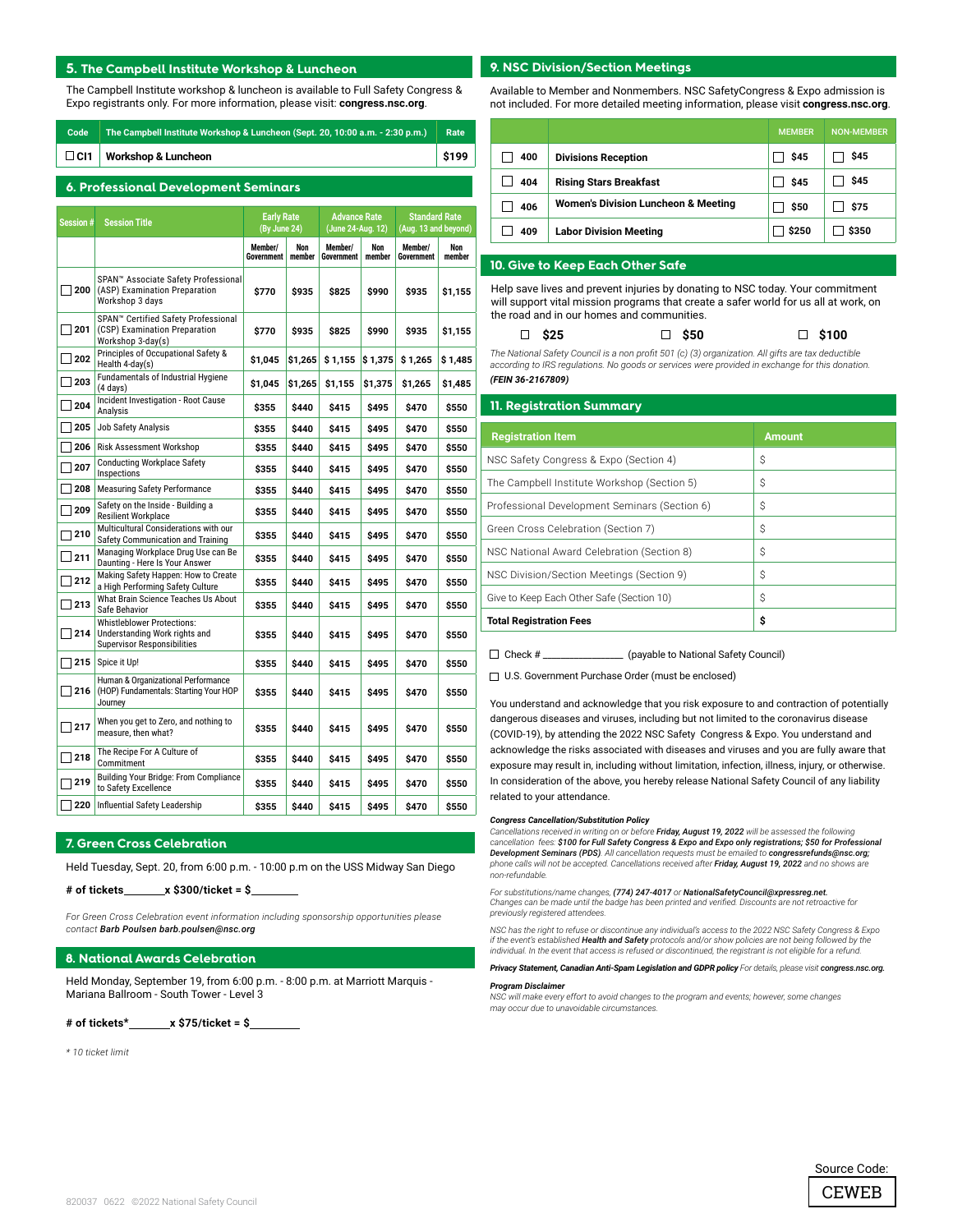## 5. The Campbell Institute Workshop & Luncheon

The Campbell Institute workshop & luncheon is available to Full Safety Congress & Expo registrants only. For more information, please visit: **congress.nsc.org**.

| Code | The Campbell Institute Workshop & Luncheon (Sept. 20, 10:00 a.m. - 2:30 p.m.) | Rate |
|---|---|---|
| ☐ CI1 | Workshop & Luncheon | $199 |

## 6. Professional Development Seminars

| Session # | Session Title | Early Rate (By June 24) | | Advance Rate (June 24-Aug. 12) | | Standard Rate (Aug. 13 and beyond) | |
|---|---|---|---|---|---|---|---|
| | | Member/ Government | Non member | Member/ Government | Non member | Member/ Government | Non member |
| ☐ 200 | SPAN™ Associate Safety Professional (ASP) Examination Preparation Workshop 3 days | $770 | $935 | $825 | $990 | $935 | $1,155 |
| ☐ 201 | SPAN™ Certified Safety Professional (CSP) Examination Preparation Workshop 3-day(s) | $770 | $935 | $825 | $990 | $935 | $1,155 |
| ☐ 202 | Principles of Occupational Safety & Health 4-day(s) | $1,045 | $1,265 | $ 1,155 | $ 1,375 | $ 1,265 | $ 1,485 |
| ☐ 203 | Fundamentals of Industrial Hygiene (4 days) | $1,045 | $1,265 | $1,155 | $1,375 | $1,265 | $1,485 |
| ☐ 204 | Incident Investigation - Root Cause Analysis | $355 | $440 | $415 | $495 | $470 | $550 |
| ☐ 205 | Job Safety Analysis | $355 | $440 | $415 | $495 | $470 | $550 |
| ☐ 206 | Risk Assessment Workshop | $355 | $440 | $415 | $495 | $470 | $550 |
| ☐ 207 | Conducting Workplace Safety Inspections | $355 | $440 | $415 | $495 | $470 | $550 |
| ☐ 208 | Measuring Safety Performance | $355 | $440 | $415 | $495 | $470 | $550 |
| ☐ 209 | Safety on the Inside - Building a Resilient Workplace | $355 | $440 | $415 | $495 | $470 | $550 |
| ☐ 210 | Multicultural Considerations with our Safety Communication and Training | $355 | $440 | $415 | $495 | $470 | $550 |
| ☐ 211 | Managing Workplace Drug Use can Be Daunting - Here Is Your Answer | $355 | $440 | $415 | $495 | $470 | $550 |
| ☐ 212 | Making Safety Happen: How to Create a High Performing Safety Culture | $355 | $440 | $415 | $495 | $470 | $550 |
| ☐ 213 | What Brain Science Teaches Us About Safe Behavior | $355 | $440 | $415 | $495 | $470 | $550 |
| ☐ 214 | Whistleblower Protections: Understanding Work rights and Supervisor Responsibilities | $355 | $440 | $415 | $495 | $470 | $550 |
| ☐ 215 | Spice it Up! | $355 | $440 | $415 | $495 | $470 | $550 |
| ☐ 216 | Human & Organizational Performance (HOP) Fundamentals: Starting Your HOP Journey | $355 | $440 | $415 | $495 | $470 | $550 |
| ☐ 217 | When you get to Zero, and nothing to measure, then what? | $355 | $440 | $415 | $495 | $470 | $550 |
| ☐ 218 | The Recipe For A Culture of Commitment | $355 | $440 | $415 | $495 | $470 | $550 |
| ☐ 219 | Building Your Bridge: From Compliance to Safety Excellence | $355 | $440 | $415 | $495 | $470 | $550 |
| ☐ 220 | Influential Safety Leadership | $355 | $440 | $415 | $495 | $470 | $550 |

## 7. Green Cross Celebration

Held Tuesday, Sept. 20, from 6:00 p.m. - 10:00 p.m on the USS Midway San Diego

**# of tickets_______x $300/ticket = $________**

*For Green Cross Celebration event information including sponsorship opportunities please contact **Barb Poulsen barb.poulsen@nsc.org***

## 8. National Awards Celebration

Held Monday, September 19, from 6:00 p.m. - 8:00 p.m. at Marriott Marquis - Mariana Ballroom - South Tower - Level 3

**# of tickets*_______x $75/ticket = $________**

*\* 10 ticket limit*

## 9. NSC Division/Section Meetings

Available to Member and Nonmembers. NSC SafetyCongress & Expo admission is not included. For more detailed meeting information, please visit **congress.nsc.org**.

| | | MEMBER | NON-MEMBER |
|---|---|---|---|
| ☐ 400 | Divisions Reception | ☐ $45 | ☐ $45 |
| ☐ 404 | Rising Stars Breakfast | ☐ $45 | ☐ $45 |
| ☐ 406 | Women's Division Luncheon & Meeting | ☐ $50 | ☐ $75 |
| ☐ 409 | Labor Division Meeting | ☐ $250 | ☐ $350 |

## 10. Give to Keep Each Other Safe

Help save lives and prevent injuries by donating to NSC today. Your commitment will support vital mission programs that create a safer world for us all at work, on the road and in our homes and communities.

☐ **$25** ☐ **$50** ☐ **$100**

*The National Safety Council is a non profit 501 (c) (3) organization. All gifts are tax deductible according to IRS regulations. No goods or services were provided in exchange for this donation.*

***(FEIN 36-2167809)***

## 11. Registration Summary

| Registration Item | Amount |
|---|---|
| NSC Safety Congress & Expo (Section 4) | $ |
| The Campbell Institute Workshop (Section 5) | $ |
| Professional Development Seminars (Section 6) | $ |
| Green Cross Celebration (Section 7) | $ |
| NSC National Award Celebration (Section 8) | $ |
| NSC Division/Section Meetings (Section 9) | $ |
| Give to Keep Each Other Safe (Section 10) | $ |
| **Total Registration Fees** | **$** |

☐ Check # _______________ (payable to National Safety Council)

☐ U.S. Government Purchase Order (must be enclosed)

You understand and acknowledge that you risk exposure to and contraction of potentially dangerous diseases and viruses, including but not limited to the coronavirus disease (COVID-19), by attending the 2022 NSC Safety Congress & Expo. You understand and acknowledge the risks associated with diseases and viruses and you are fully aware that exposure may result in, including without limitation, infection, illness, injury, or otherwise. In consideration of the above, you hereby release National Safety Council of any liability related to your attendance.

***Congress Cancellation/Substitution Policy***

*Cancellations received in writing on or before **Friday, August 19, 2022** will be assessed the following cancellation fees: **$100 for Full Safety Congress & Expo and Expo only registrations; $50 for Professional Development Seminars (PDS)**. All cancellation requests must be emailed to **congressrefunds@nsc.org;** phone calls will not be accepted. Cancellations received after **Friday, August 19, 2022** and no shows are non-refundable.*

*For substitutions/name changes, **(774) 247-4017** or **NationalSafetyCouncil@xpressreg.net**. Changes can be made until the badge has been printed and verified. Discounts are not retroactive for previously registered attendees.*

*NSC has the right to refuse or discontinue any individual's access to the 2022 NSC Safety Congress & Expo if the event's established **Health and Safety** protocols and/or show policies are not being followed by the individual. In the event that access is refused or discontinued, the registrant is not eligible for a refund.*

***Privacy Statement, Canadian Anti-Spam Legislation and GDPR policy** For details, please visit **congress.nsc.org.***

***Program Disclaimer***

*NSC will make every effort to avoid changes to the program and events; however, some changes may occur due to unavoidable circumstances.*

Source Code: CEWEB

820037 0622 ©2022 National Safety Council